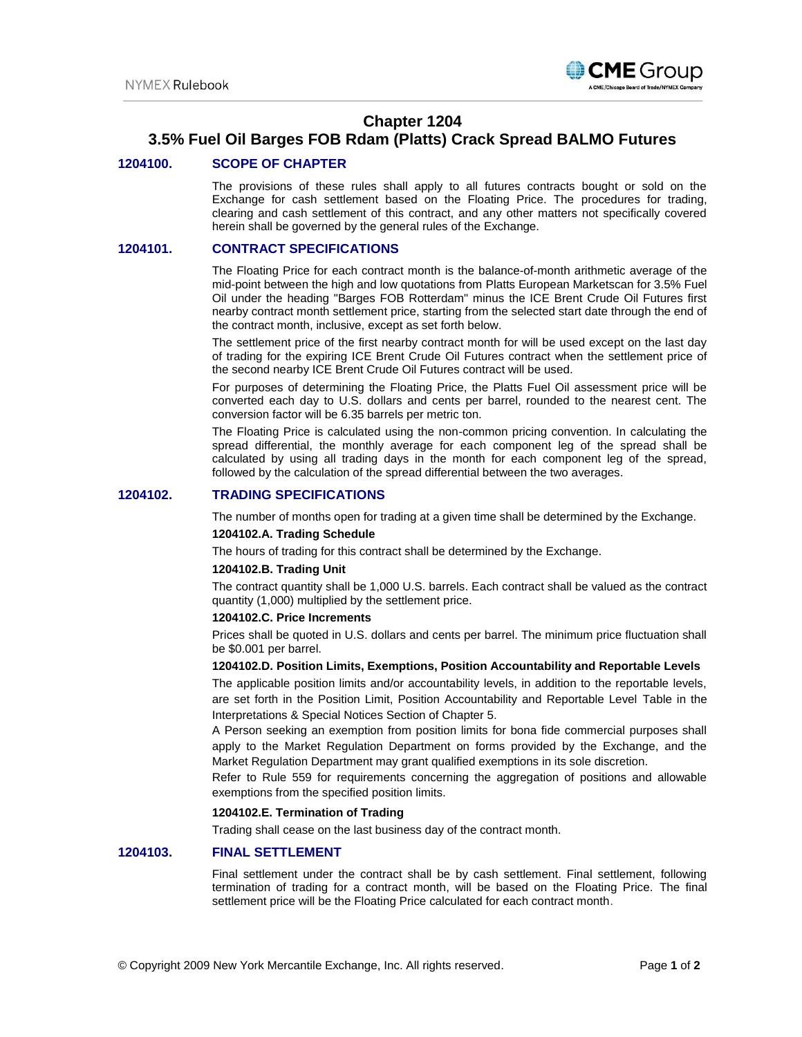# Chapter 1204
# 3.5% Fuel Oil Barges FOB Rdam (Platts) Crack Spread BALMO Futures

## 1204100. SCOPE OF CHAPTER

The provisions of these rules shall apply to all futures contracts bought or sold on the Exchange for cash settlement based on the Floating Price. The procedures for trading, clearing and cash settlement of this contract, and any other matters not specifically covered herein shall be governed by the general rules of the Exchange.

## 1204101. CONTRACT SPECIFICATIONS

The Floating Price for each contract month is the balance-of-month arithmetic average of the mid-point between the high and low quotations from Platts European Marketscan for 3.5% Fuel Oil under the heading "Barges FOB Rotterdam" minus the ICE Brent Crude Oil Futures first nearby contract month settlement price, starting from the selected start date through the end of the contract month, inclusive, except as set forth below.

The settlement price of the first nearby contract month for will be used except on the last day of trading for the expiring ICE Brent Crude Oil Futures contract when the settlement price of the second nearby ICE Brent Crude Oil Futures contract will be used.

For purposes of determining the Floating Price, the Platts Fuel Oil assessment price will be converted each day to U.S. dollars and cents per barrel, rounded to the nearest cent. The conversion factor will be 6.35 barrels per metric ton.

The Floating Price is calculated using the non-common pricing convention. In calculating the spread differential, the monthly average for each component leg of the spread shall be calculated by using all trading days in the month for each component leg of the spread, followed by the calculation of the spread differential between the two averages.

## 1204102. TRADING SPECIFICATIONS

The number of months open for trading at a given time shall be determined by the Exchange.

### 1204102.A. Trading Schedule

The hours of trading for this contract shall be determined by the Exchange.

### 1204102.B. Trading Unit

The contract quantity shall be 1,000 U.S. barrels. Each contract shall be valued as the contract quantity (1,000) multiplied by the settlement price.

### 1204102.C. Price Increments

Prices shall be quoted in U.S. dollars and cents per barrel. The minimum price fluctuation shall be $0.001 per barrel.

### 1204102.D. Position Limits, Exemptions, Position Accountability and Reportable Levels

The applicable position limits and/or accountability levels, in addition to the reportable levels, are set forth in the Position Limit, Position Accountability and Reportable Level Table in the Interpretations & Special Notices Section of Chapter 5.

A Person seeking an exemption from position limits for bona fide commercial purposes shall apply to the Market Regulation Department on forms provided by the Exchange, and the Market Regulation Department may grant qualified exemptions in its sole discretion.

Refer to Rule 559 for requirements concerning the aggregation of positions and allowable exemptions from the specified position limits.

### 1204102.E. Termination of Trading

Trading shall cease on the last business day of the contract month.

## 1204103. FINAL SETTLEMENT

Final settlement under the contract shall be by cash settlement. Final settlement, following termination of trading for a contract month, will be based on the Floating Price. The final settlement price will be the Floating Price calculated for each contract month.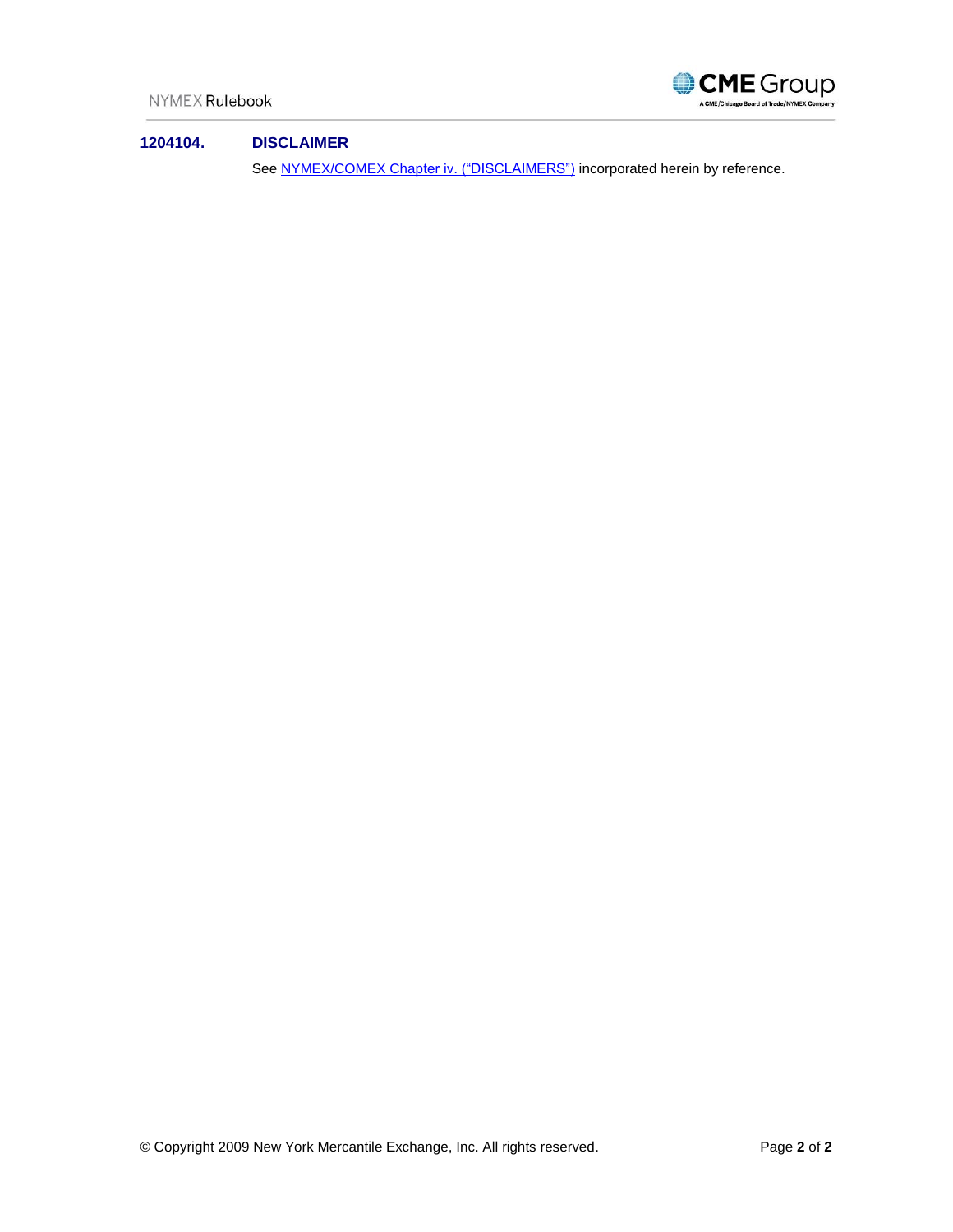### 1204104. DISCLAIMER

See NYMEX/COMEX Chapter iv. ("DISCLAIMERS") incorporated herein by reference.